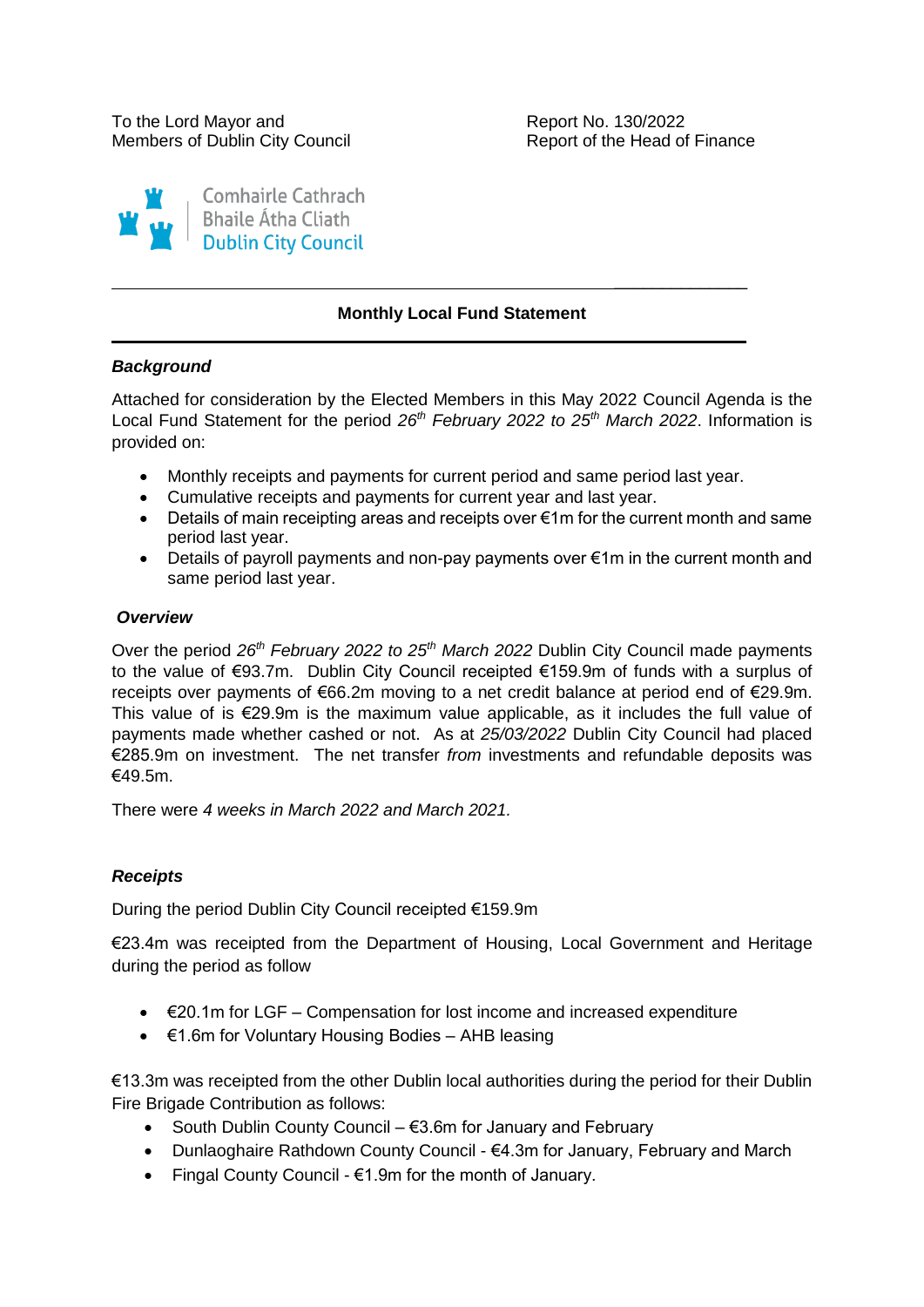To the Lord Mayor and
Members of Dublin City Council

Report No. 130/2022
Report of the Head of Finance

Comhairle Cathrach
Bhaile Átha Cliath
Dublin City Council

---

**Monthly Local Fund Statement**

---

***Background***

Attached for consideration by the Elected Members in this May 2022 Council Agenda is the Local Fund Statement for the period *26th February 2022 to 25th March 2022*. Information is provided on:

- Monthly receipts and payments for current period and same period last year.
- Cumulative receipts and payments for current year and last year.
- Details of main receipting areas and receipts over €1m for the current month and same period last year.
- Details of payroll payments and non-pay payments over €1m in the current month and same period last year.

***Overview***

Over the period *26th February 2022 to 25th March 2022* Dublin City Council made payments to the value of €93.7m. Dublin City Council receipted €159.9m of funds with a surplus of receipts over payments of €66.2m moving to a net credit balance at period end of €29.9m. This value of is €29.9m is the maximum value applicable, as it includes the full value of payments made whether cashed or not. As at *25/03/2022* Dublin City Council had placed €285.9m on investment. The net transfer *from* investments and refundable deposits was €49.5m.

There were *4 weeks in March 2022 and March 2021.*

***Receipts***

During the period Dublin City Council receipted €159.9m

€23.4m was receipted from the Department of Housing, Local Government and Heritage during the period as follow

- €20.1m for LGF – Compensation for lost income and increased expenditure
- €1.6m for Voluntary Housing Bodies – AHB leasing

€13.3m was receipted from the other Dublin local authorities during the period for their Dublin Fire Brigade Contribution as follows:

- South Dublin County Council – €3.6m for January and February
- Dunlaoghaire Rathdown County Council - €4.3m for January, February and March
- Fingal County Council - €1.9m for the month of January.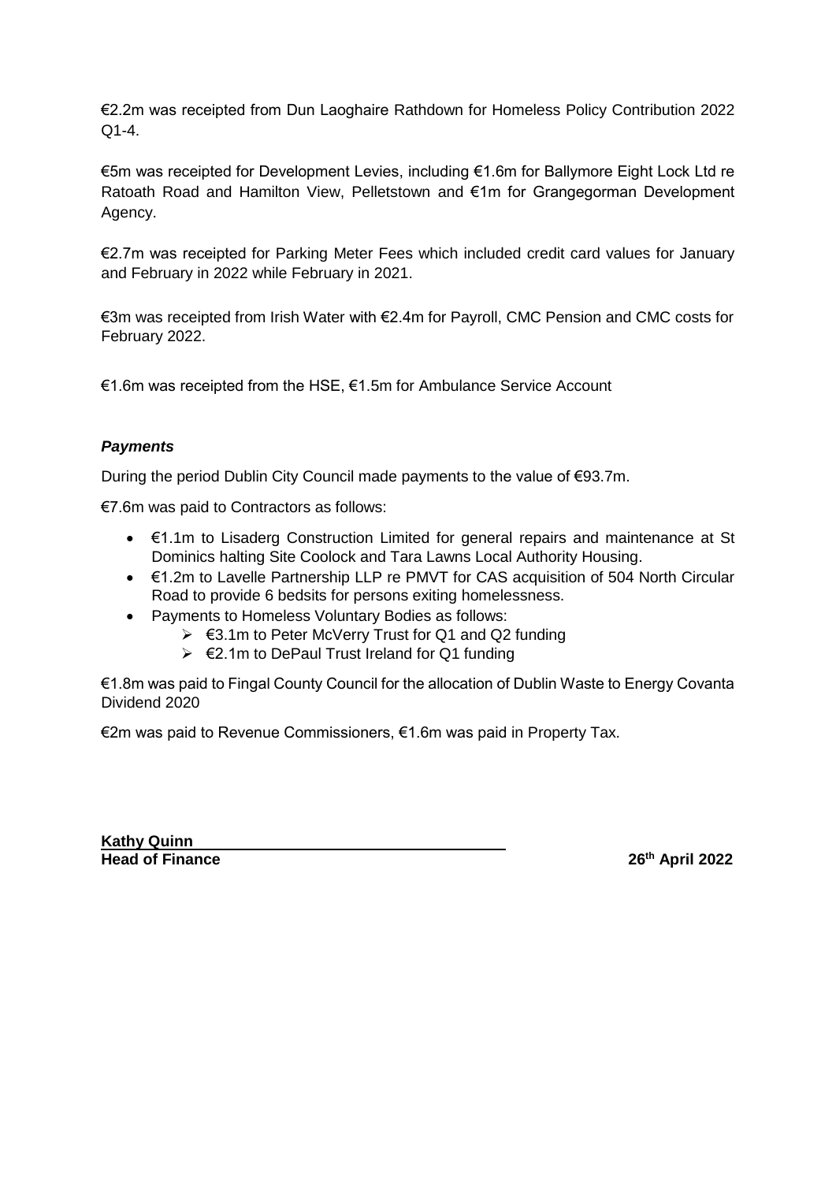€2.2m was receipted from Dun Laoghaire Rathdown for Homeless Policy Contribution 2022 Q1-4.

€5m was receipted for Development Levies, including €1.6m for Ballymore Eight Lock Ltd re Ratoath Road and Hamilton View, Pelletstown and €1m for Grangegorman Development Agency.

€2.7m was receipted for Parking Meter Fees which included credit card values for January and February in 2022 while February in 2021.

€3m was receipted from Irish Water with €2.4m for Payroll, CMC Pension and CMC costs for February 2022.

€1.6m was receipted from the HSE, €1.5m for Ambulance Service Account

### *Payments*

During the period Dublin City Council made payments to the value of €93.7m.

€7.6m was paid to Contractors as follows:

- €1.1m to Lisaderg Construction Limited for general repairs and maintenance at St Dominics halting Site Coolock and Tara Lawns Local Authority Housing.
- €1.2m to Lavelle Partnership LLP re PMVT for CAS acquisition of 504 North Circular Road to provide 6 bedsits for persons exiting homelessness.
- Payments to Homeless Voluntary Bodies as follows:
  - €3.1m to Peter McVerry Trust for Q1 and Q2 funding
  - €2.1m to DePaul Trust Ireland for Q1 funding

€1.8m was paid to Fingal County Council for the allocation of Dublin Waste to Energy Covanta Dividend 2020

€2m was paid to Revenue Commissioners, €1.6m was paid in Property Tax.

**Kathy Quinn**
**Head of Finance** **26th April 2022**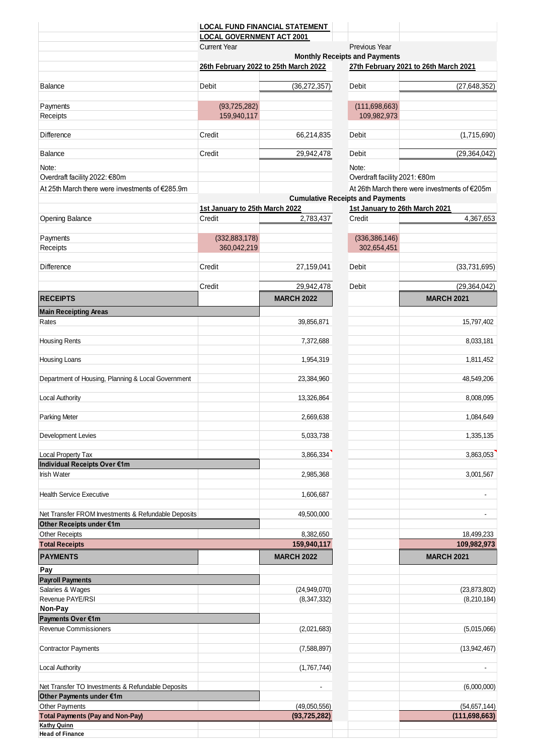| | | | | |
|---|---|---|---|---|
| | **LOCAL FUND FINANCIAL STATEMENT** | | | |
| | **LOCAL GOVERNMENT ACT 2001** | | | |
| | Current Year | | Previous Year | |
| | **Monthly Receipts and Payments** | | | |
| | **26th February 2022 to 25th March 2022** | | **27th February 2021 to 26th March 2021** | |
| Balance | Debit | (36,272,357) | Debit | (27,648,352) |
| Payments | (93,725,282) | | (111,698,663) | |
| Receipts | 159,940,117 | | 109,982,973 | |
| Difference | Credit | 66,214,835 | Debit | (1,715,690) |
| Balance | Credit | 29,942,478 | Debit | (29,364,042) |
| Note: | | | Note: | |
| Overdraft facility 2022: €80m | | | Overdraft facility 2021: €80m | |
| At 25th March there were investments of €285.9m | | | At 26th March there were investments of €205m | |
| | **Cumulative Receipts and Payments** | | | |
| | **1st January to 25th March 2022** | | **1st January to 26th March 2021** | |
| Opening Balance | Credit | 2,783,437 | Credit | 4,367,653 |
| Payments | (332,883,178) | | (336,386,146) | |
| Receipts | 360,042,219 | | 302,654,451 | |
| Difference | Credit | 27,159,041 | Debit | (33,731,695) |
| | Credit | 29,942,478 | Debit | (29,364,042) |

| **RECEIPTS** | **MARCH 2022** | **MARCH 2021** |
|---|---|---|
| **Main Receipting Areas** | | |
| Rates | 39,856,871 | 15,797,402 |
| Housing Rents | 7,372,688 | 8,033,181 |
| Housing Loans | 1,954,319 | 1,811,452 |
| Department of Housing, Planning & Local Government | 23,384,960 | 48,549,206 |
| Local Authority | 13,326,864 | 8,008,095 |
| Parking Meter | 2,669,638 | 1,084,649 |
| Development Levies | 5,033,738 | 1,335,135 |
| Local Property Tax | 3,866,334 | 3,863,053 |
| **Individual Receipts Over €1m** | | |
| Irish Water | 2,985,368 | 3,001,567 |
| Health Service Executive | 1,606,687 | - |
| Net Transfer FROM Investments & Refundable Deposits | 49,500,000 | - |
| **Other Receipts under €1m** | | |
| Other Receipts | 8,382,650 | 18,499,233 |
| **Total Receipts** | **159,940,117** | **109,982,973** |

| **PAYMENTS** | **MARCH 2022** | **MARCH 2021** |
|---|---|---|
| **Pay** | | |
| **Payroll Payments** | | |
| Salaries & Wages | (24,949,070) | (23,873,802) |
| Revenue PAYE/RSI | (8,347,332) | (8,210,184) |
| **Non-Pay** | | |
| **Payments Over €1m** | | |
| Revenue Commissioners | (2,021,683) | (5,015,066) |
| Contractor Payments | (7,588,897) | (13,942,467) |
| Local Authority | (1,767,744) | - |
| Net Transfer TO Investments & Refundable Deposits | - | (6,000,000) |
| **Other Payments under €1m** | | |
| Other Payments | (49,050,556) | (54,657,144) |
| **Total Payments (Pay and Non-Pay)** | **(93,725,282)** | **(111,698,663)** |

**Kathy Quinn**
**Head of Finance**